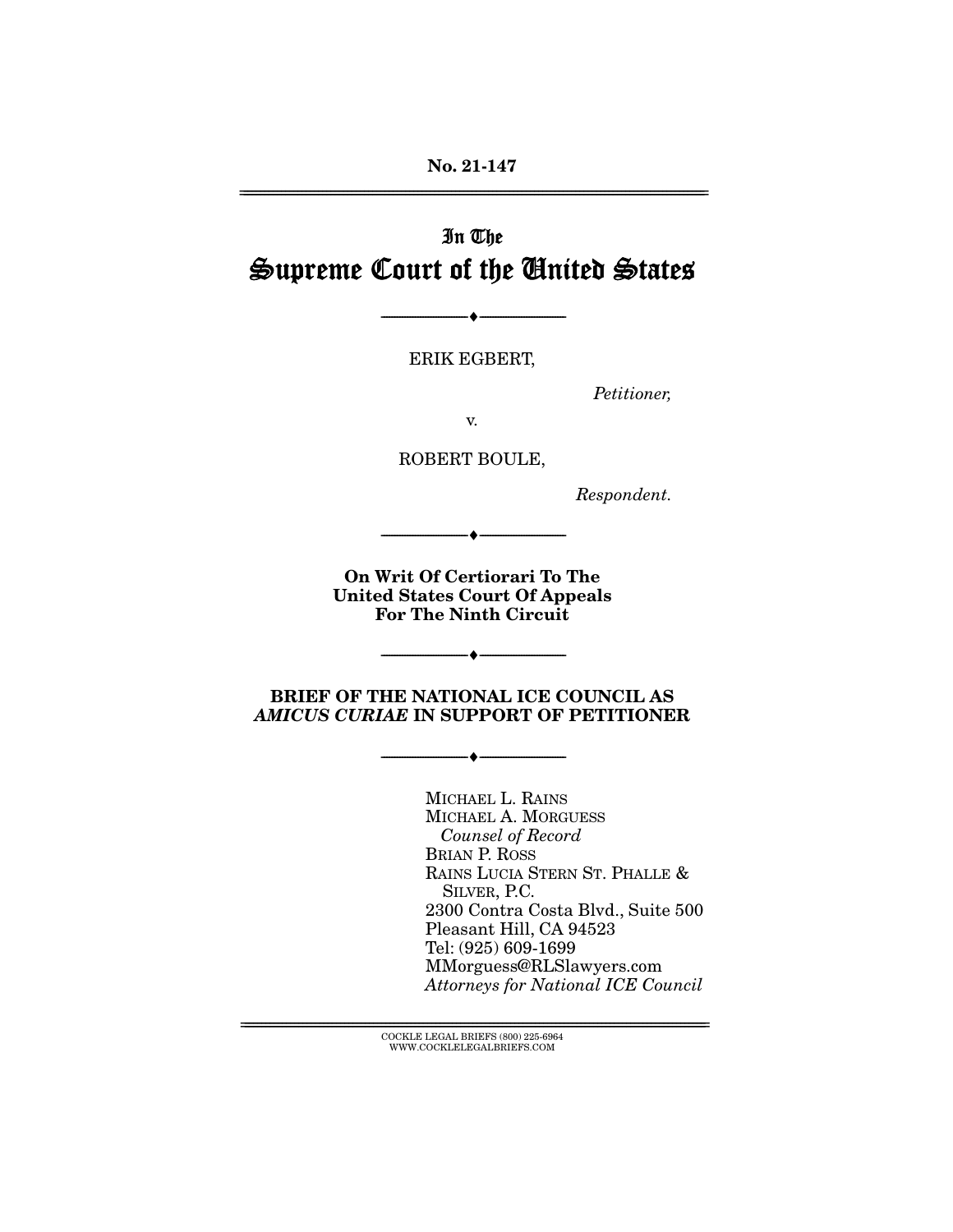No. 21-147

# In The Supreme Court of the United States

---

ERIK EGBERT,

*Petitioner,*

v.

ROBERT BOULE,

*Respondent.*

---

**On Writ Of Certiorari To The United States Court Of Appeals For The Ninth Circuit**

---

**BRIEF OF THE NATIONAL ICE COUNCIL AS *AMICUS CURIAE* IN SUPPORT OF PETITIONER**

---

MICHAEL L. RAINS
MICHAEL A. MORGUESS
*Counsel of Record*
BRIAN P. ROSS
RAINS LUCIA STERN ST. PHALLE & SILVER, P.C.
2300 Contra Costa Blvd., Suite 500
Pleasant Hill, CA 94523
Tel: (925) 609-1699
MMorguess@RLSlawyers.com
*Attorneys for National ICE Council*

COCKLE LEGAL BRIEFS (800) 225-6964
WWW.COCKLELEGALBRIEFS.COM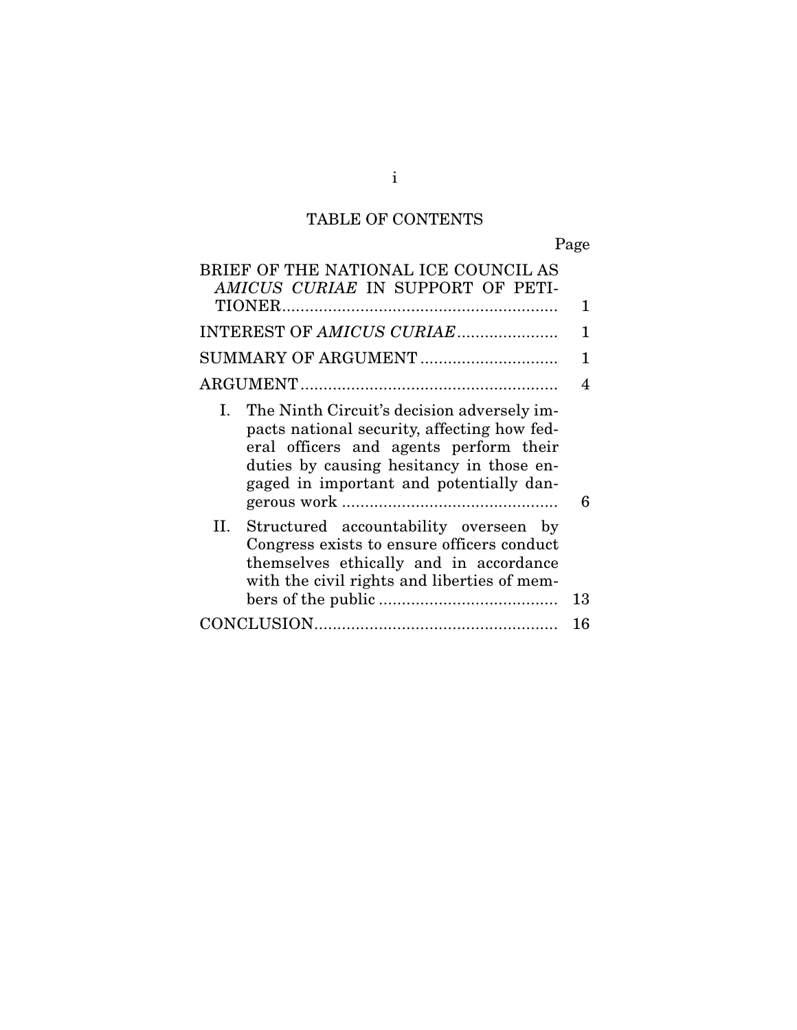# TABLE OF CONTENTS

| | Page |
|---|---|
| BRIEF OF THE NATIONAL ICE COUNCIL AS *AMICUS CURIAE* IN SUPPORT OF PETITIONER | 1 |
| INTEREST OF *AMICUS CURIAE* | 1 |
| SUMMARY OF ARGUMENT | 1 |
| ARGUMENT | 4 |
| I. The Ninth Circuit's decision adversely impacts national security, affecting how federal officers and agents perform their duties by causing hesitancy in those engaged in important and potentially dangerous work | 6 |
| II. Structured accountability overseen by Congress exists to ensure officers conduct themselves ethically and in accordance with the civil rights and liberties of members of the public | 13 |
| CONCLUSION | 16 |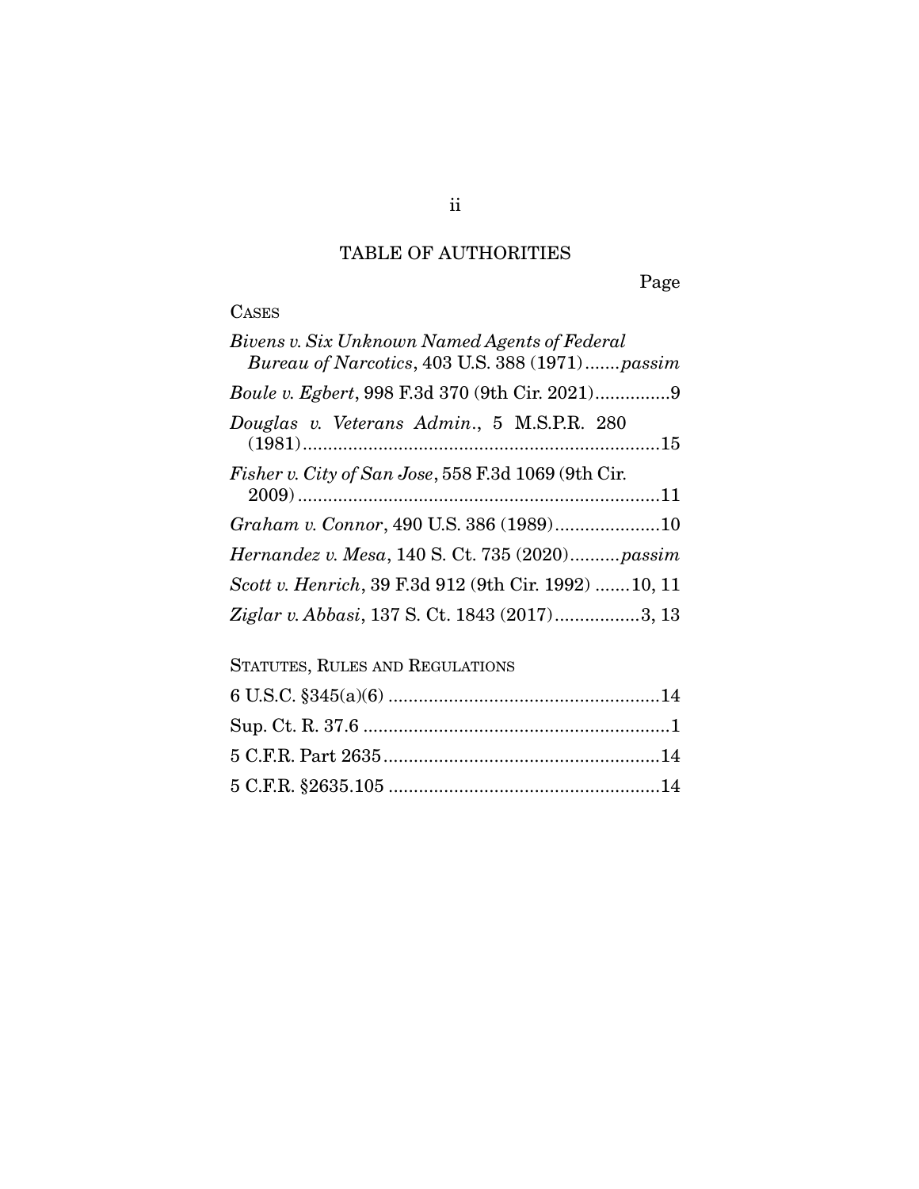# TABLE OF AUTHORITIES

Page

CASES

*Bivens v. Six Unknown Named Agents of Federal Bureau of Narcotics*, 403 U.S. 388 (1971).......*passim*

*Boule v. Egbert*, 998 F.3d 370 (9th Cir. 2021)...............9

*Douglas v. Veterans Admin.*, 5 M.S.P.R. 280 (1981).......................................................................15

*Fisher v. City of San Jose*, 558 F.3d 1069 (9th Cir. 2009).........................................................................11

*Graham v. Connor*, 490 U.S. 386 (1989).....................10

*Hernandez v. Mesa*, 140 S. Ct. 735 (2020)..........*passim*

*Scott v. Henrich*, 39 F.3d 912 (9th Cir. 1992) .......10, 11

*Ziglar v. Abbasi*, 137 S. Ct. 1843 (2017).................3, 13

STATUTES, RULES AND REGULATIONS

6 U.S.C. §345(a)(6) ......................................................14

Sup. Ct. R. 37.6 .............................................................1

5 C.F.R. Part 2635.......................................................14

5 C.F.R. §2635.105 ......................................................14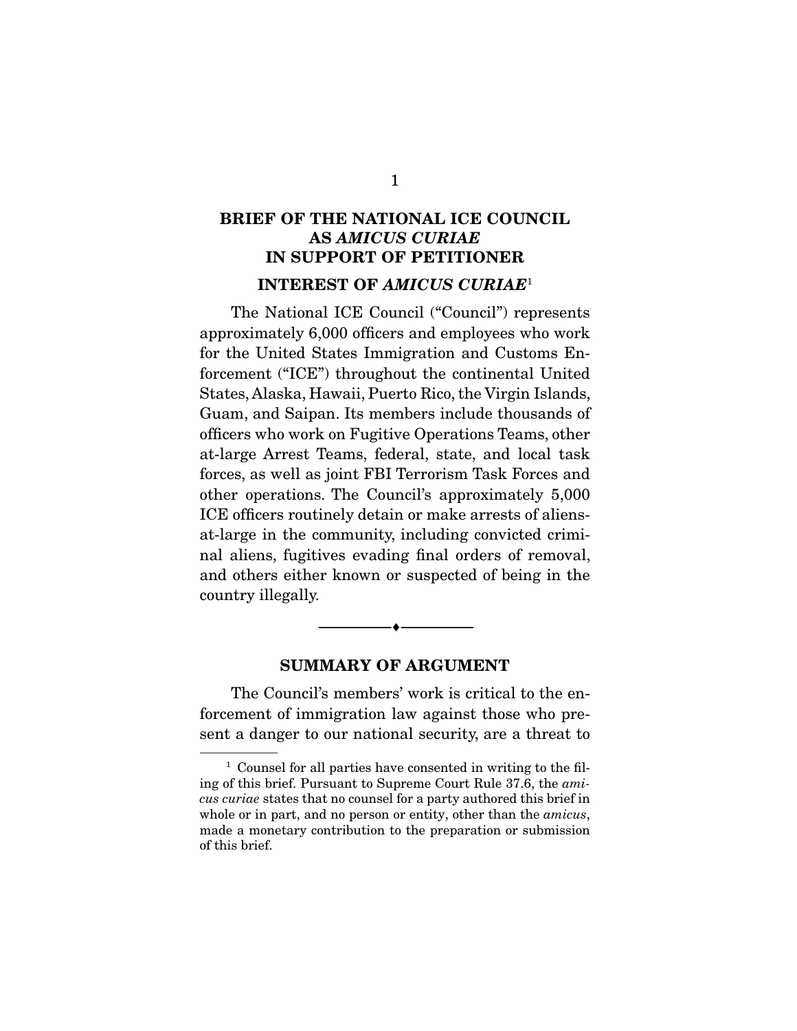## BRIEF OF THE NATIONAL ICE COUNCIL AS *AMICUS CURIAE* IN SUPPORT OF PETITIONER

### INTEREST OF *AMICUS CURIAE*[1]

The National ICE Council ("Council") represents approximately 6,000 officers and employees who work for the United States Immigration and Customs Enforcement ("ICE") throughout the continental United States, Alaska, Hawaii, Puerto Rico, the Virgin Islands, Guam, and Saipan. Its members include thousands of officers who work on Fugitive Operations Teams, other at-large Arrest Teams, federal, state, and local task forces, as well as joint FBI Terrorism Task Forces and other operations. The Council's approximately 5,000 ICE officers routinely detain or make arrests of aliens-at-large in the community, including convicted criminal aliens, fugitives evading final orders of removal, and others either known or suspected of being in the country illegally.

---

### SUMMARY OF ARGUMENT

The Council's members' work is critical to the enforcement of immigration law against those who present a danger to our national security, are a threat to

---

[1] Counsel for all parties have consented in writing to the filing of this brief. Pursuant to Supreme Court Rule 37.6, the *amicus curiae* states that no counsel for a party authored this brief in whole or in part, and no person or entity, other than the *amicus*, made a monetary contribution to the preparation or submission of this brief.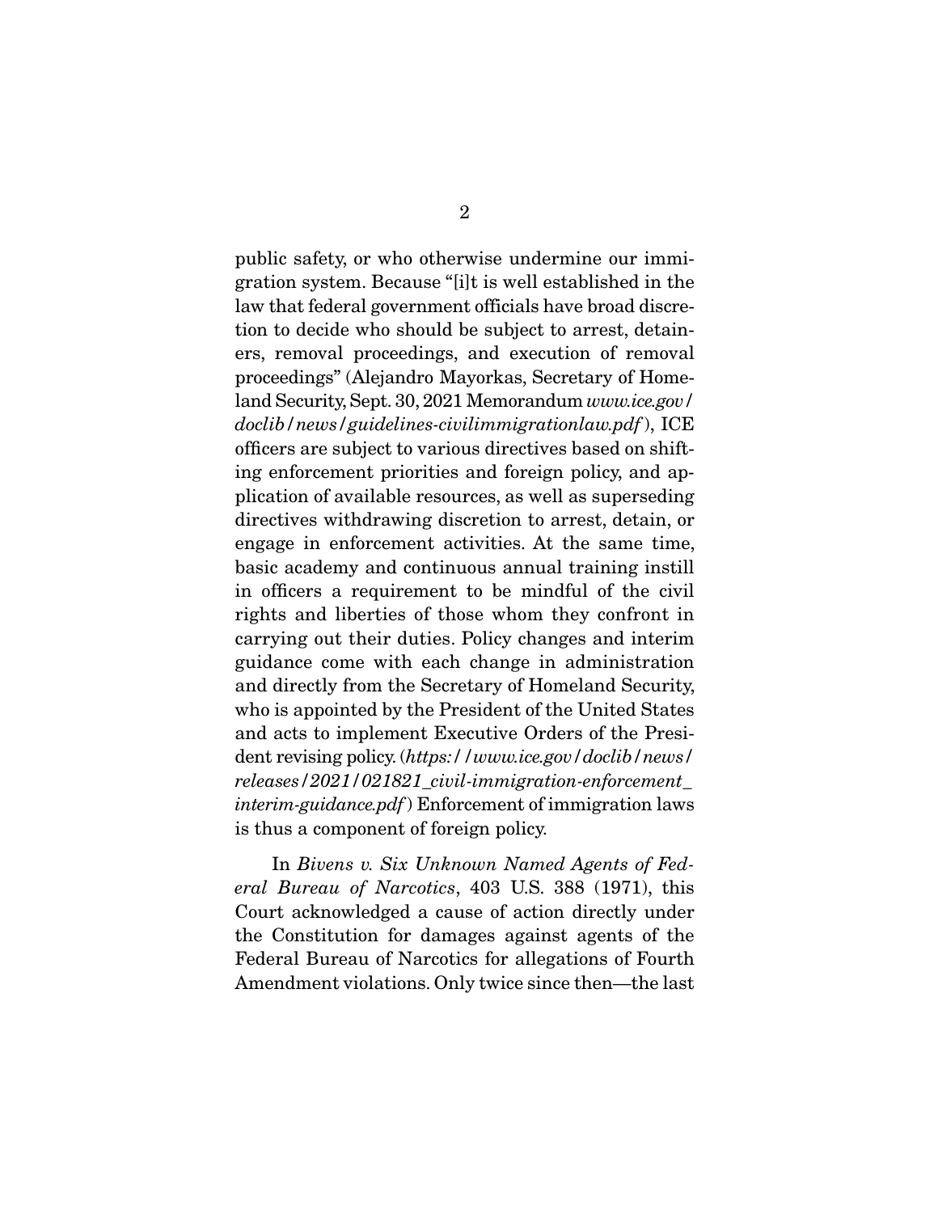public safety, or who otherwise undermine our immigration system. Because "[i]t is well established in the law that federal government officials have broad discretion to decide who should be subject to arrest, detainers, removal proceedings, and execution of removal proceedings" (Alejandro Mayorkas, Secretary of Homeland Security, Sept. 30, 2021 Memorandum *www.ice.gov/doclib/news/guidelines-civilimmigrationlaw.pdf*), ICE officers are subject to various directives based on shifting enforcement priorities and foreign policy, and application of available resources, as well as superseding directives withdrawing discretion to arrest, detain, or engage in enforcement activities. At the same time, basic academy and continuous annual training instill in officers a requirement to be mindful of the civil rights and liberties of those whom they confront in carrying out their duties. Policy changes and interim guidance come with each change in administration and directly from the Secretary of Homeland Security, who is appointed by the President of the United States and acts to implement Executive Orders of the President revising policy. (*https://www.ice.gov/doclib/news/releases/2021/021821_civil-immigration-enforcement_interim-guidance.pdf*) Enforcement of immigration laws is thus a component of foreign policy.

In *Bivens v. Six Unknown Named Agents of Federal Bureau of Narcotics*, 403 U.S. 388 (1971), this Court acknowledged a cause of action directly under the Constitution for damages against agents of the Federal Bureau of Narcotics for allegations of Fourth Amendment violations. Only twice since then—the last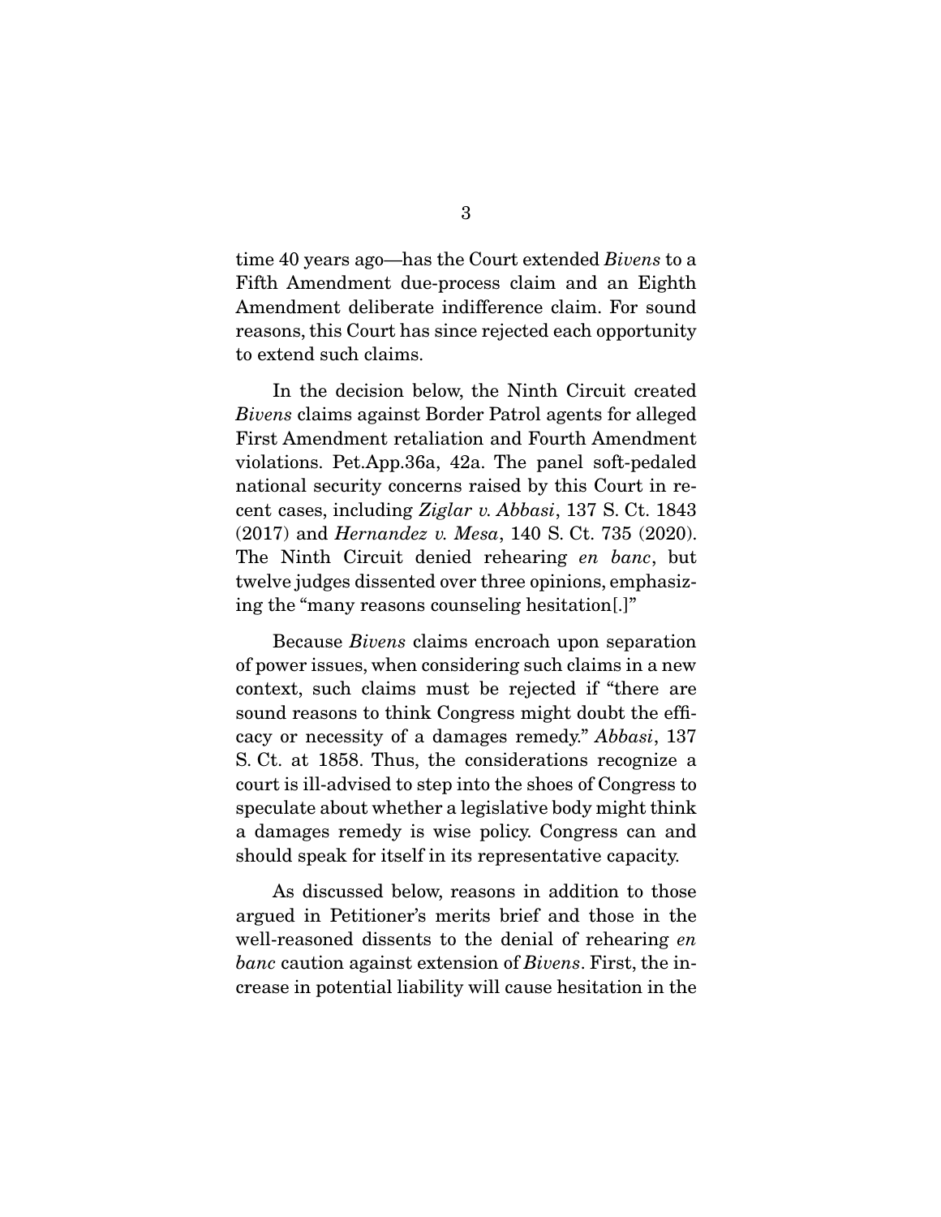time 40 years ago—has the Court extended *Bivens* to a Fifth Amendment due-process claim and an Eighth Amendment deliberate indifference claim. For sound reasons, this Court has since rejected each opportunity to extend such claims.

In the decision below, the Ninth Circuit created *Bivens* claims against Border Patrol agents for alleged First Amendment retaliation and Fourth Amendment violations. Pet.App.36a, 42a. The panel soft-pedaled national security concerns raised by this Court in recent cases, including *Ziglar v. Abbasi*, 137 S. Ct. 1843 (2017) and *Hernandez v. Mesa*, 140 S. Ct. 735 (2020). The Ninth Circuit denied rehearing *en banc*, but twelve judges dissented over three opinions, emphasizing the "many reasons counseling hesitation[.]"

Because *Bivens* claims encroach upon separation of power issues, when considering such claims in a new context, such claims must be rejected if "there are sound reasons to think Congress might doubt the efficacy or necessity of a damages remedy." *Abbasi*, 137 S. Ct. at 1858. Thus, the considerations recognize a court is ill-advised to step into the shoes of Congress to speculate about whether a legislative body might think a damages remedy is wise policy. Congress can and should speak for itself in its representative capacity.

As discussed below, reasons in addition to those argued in Petitioner's merits brief and those in the well-reasoned dissents to the denial of rehearing *en banc* caution against extension of *Bivens*. First, the increase in potential liability will cause hesitation in the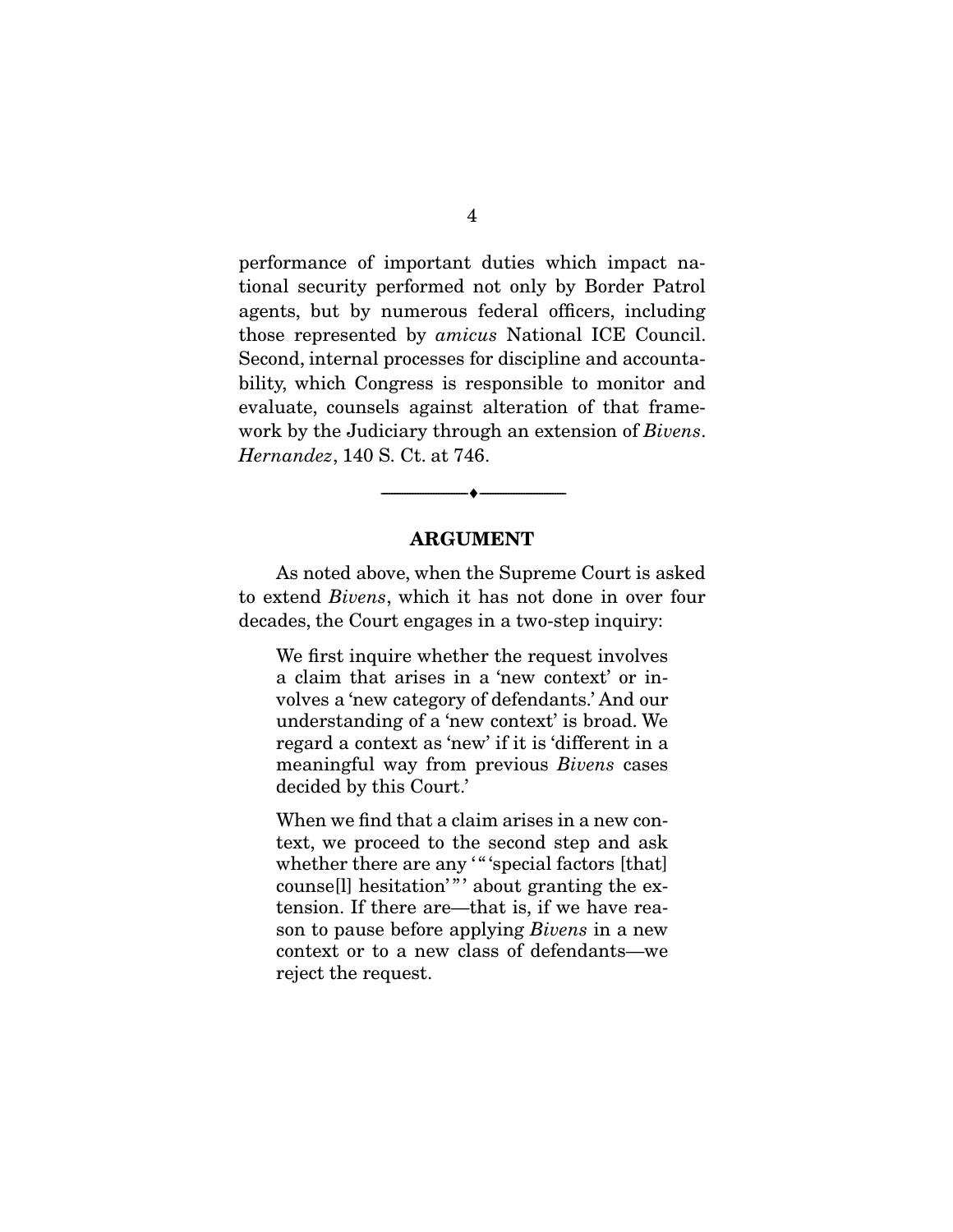performance of important duties which impact national security performed not only by Border Patrol agents, but by numerous federal officers, including those represented by *amicus* National ICE Council. Second, internal processes for discipline and accountability, which Congress is responsible to monitor and evaluate, counsels against alteration of that framework by the Judiciary through an extension of *Bivens*. *Hernandez*, 140 S. Ct. at 746.

---

## ARGUMENT

As noted above, when the Supreme Court is asked to extend *Bivens*, which it has not done in over four decades, the Court engages in a two-step inquiry:

> We first inquire whether the request involves a claim that arises in a 'new context' or involves a 'new category of defendants.' And our understanding of a 'new context' is broad. We regard a context as 'new' if it is 'different in a meaningful way from previous *Bivens* cases decided by this Court.'
>
> When we find that a claim arises in a new context, we proceed to the second step and ask whether there are any '" 'special factors [that] counse[l] hesitation' "' about granting the extension. If there are—that is, if we have reason to pause before applying *Bivens* in a new context or to a new class of defendants—we reject the request.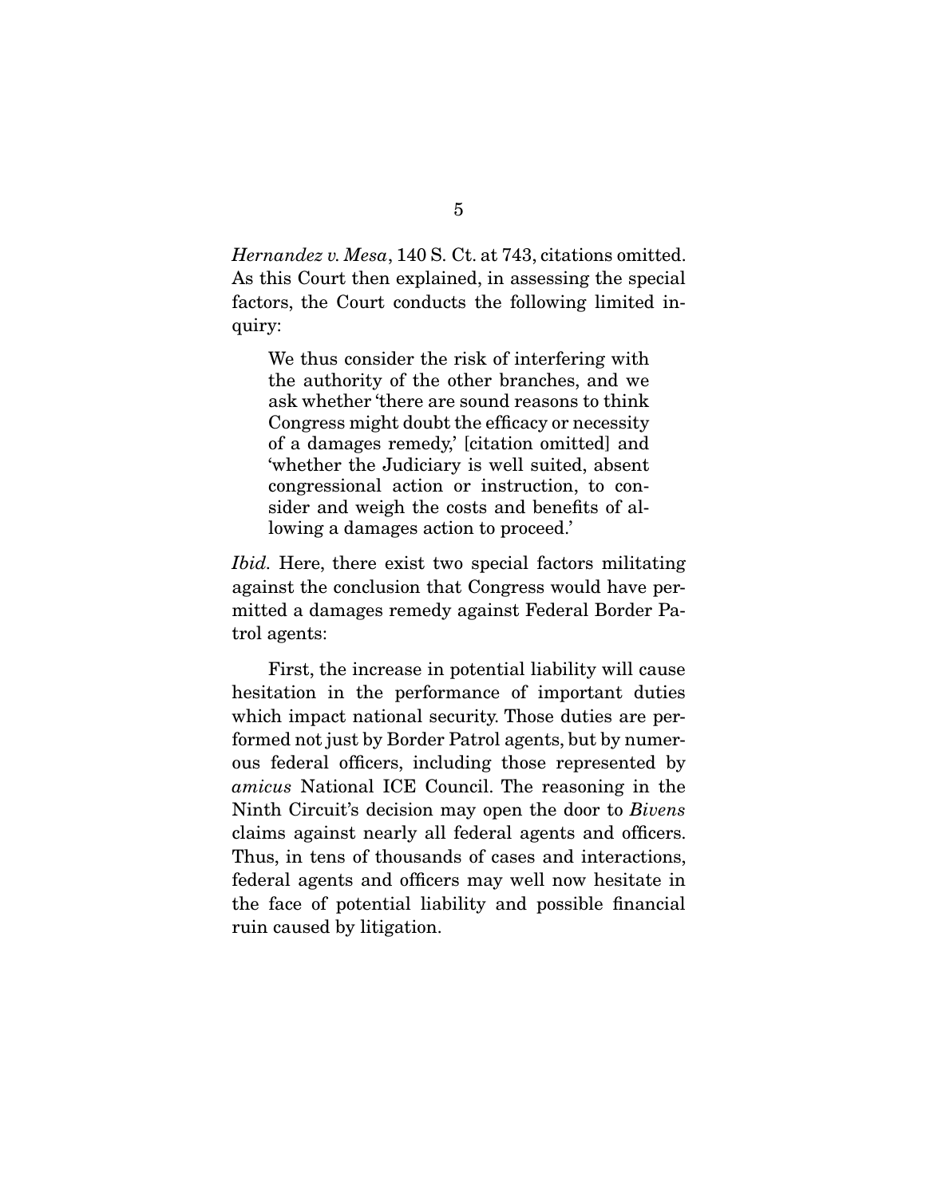*Hernandez v. Mesa*, 140 S. Ct. at 743, citations omitted. As this Court then explained, in assessing the special factors, the Court conducts the following limited inquiry:

> We thus consider the risk of interfering with the authority of the other branches, and we ask whether 'there are sound reasons to think Congress might doubt the efficacy or necessity of a damages remedy,' [citation omitted] and 'whether the Judiciary is well suited, absent congressional action or instruction, to consider and weigh the costs and benefits of allowing a damages action to proceed.'

*Ibid.* Here, there exist two special factors militating against the conclusion that Congress would have permitted a damages remedy against Federal Border Patrol agents:

First, the increase in potential liability will cause hesitation in the performance of important duties which impact national security. Those duties are performed not just by Border Patrol agents, but by numerous federal officers, including those represented by *amicus* National ICE Council. The reasoning in the Ninth Circuit's decision may open the door to *Bivens* claims against nearly all federal agents and officers. Thus, in tens of thousands of cases and interactions, federal agents and officers may well now hesitate in the face of potential liability and possible financial ruin caused by litigation.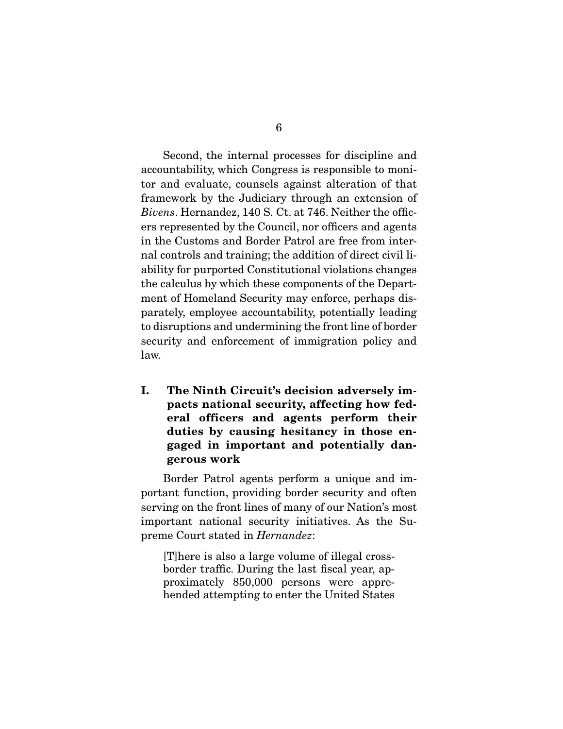Second, the internal processes for discipline and accountability, which Congress is responsible to monitor and evaluate, counsels against alteration of that framework by the Judiciary through an extension of *Bivens*. Hernandez, 140 S. Ct. at 746. Neither the officers represented by the Council, nor officers and agents in the Customs and Border Patrol are free from internal controls and training; the addition of direct civil liability for purported Constitutional violations changes the calculus by which these components of the Department of Homeland Security may enforce, perhaps disparately, employee accountability, potentially leading to disruptions and undermining the front line of border security and enforcement of immigration policy and law.

## I. The Ninth Circuit's decision adversely impacts national security, affecting how federal officers and agents perform their duties by causing hesitancy in those engaged in important and potentially dangerous work

Border Patrol agents perform a unique and important function, providing border security and often serving on the front lines of many of our Nation's most important national security initiatives. As the Supreme Court stated in *Hernandez*:

> [T]here is also a large volume of illegal cross-border traffic. During the last fiscal year, approximately 850,000 persons were apprehended attempting to enter the United States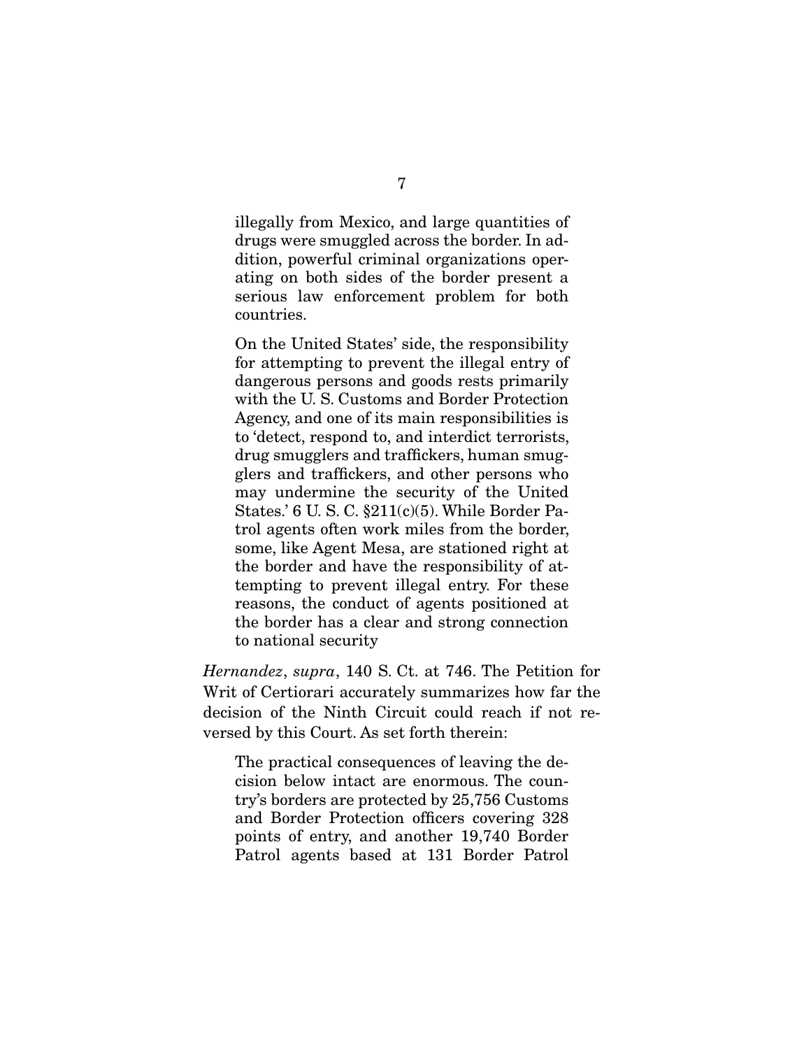> illegally from Mexico, and large quantities of drugs were smuggled across the border. In addition, powerful criminal organizations operating on both sides of the border present a serious law enforcement problem for both countries.
>
> On the United States' side, the responsibility for attempting to prevent the illegal entry of dangerous persons and goods rests primarily with the U. S. Customs and Border Protection Agency, and one of its main responsibilities is to 'detect, respond to, and interdict terrorists, drug smugglers and traffickers, human smugglers and traffickers, and other persons who may undermine the security of the United States.' 6 U. S. C. §211(c)(5). While Border Patrol agents often work miles from the border, some, like Agent Mesa, are stationed right at the border and have the responsibility of attempting to prevent illegal entry. For these reasons, the conduct of agents positioned at the border has a clear and strong connection to national security

*Hernandez*, *supra*, 140 S. Ct. at 746. The Petition for Writ of Certiorari accurately summarizes how far the decision of the Ninth Circuit could reach if not reversed by this Court. As set forth therein:

> The practical consequences of leaving the decision below intact are enormous. The country's borders are protected by 25,756 Customs and Border Protection officers covering 328 points of entry, and another 19,740 Border Patrol agents based at 131 Border Patrol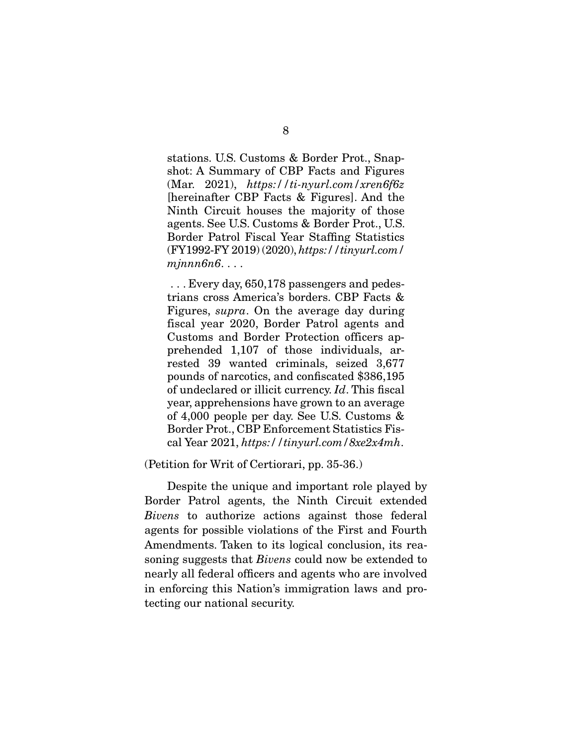> stations. U.S. Customs & Border Prot., Snapshot: A Summary of CBP Facts and Figures (Mar. 2021), *https://ti-nyurl.com/xren6f6z* [hereinafter CBP Facts & Figures]. And the Ninth Circuit houses the majority of those agents. See U.S. Customs & Border Prot., U.S. Border Patrol Fiscal Year Staffing Statistics (FY1992-FY 2019) (2020), *https://tinyurl.com/mjnnn6n6*. . . .
>
> . . . Every day, 650,178 passengers and pedestrians cross America's borders. CBP Facts & Figures, *supra*. On the average day during fiscal year 2020, Border Patrol agents and Customs and Border Protection officers apprehended 1,107 of those individuals, arrested 39 wanted criminals, seized 3,677 pounds of narcotics, and confiscated $386,195 of undeclared or illicit currency. *Id*. This fiscal year, apprehensions have grown to an average of 4,000 people per day. See U.S. Customs & Border Prot., CBP Enforcement Statistics Fiscal Year 2021, *https://tinyurl.com/8xe2x4mh*.

(Petition for Writ of Certiorari, pp. 35-36.)

Despite the unique and important role played by Border Patrol agents, the Ninth Circuit extended *Bivens* to authorize actions against those federal agents for possible violations of the First and Fourth Amendments. Taken to its logical conclusion, its reasoning suggests that *Bivens* could now be extended to nearly all federal officers and agents who are involved in enforcing this Nation's immigration laws and protecting our national security.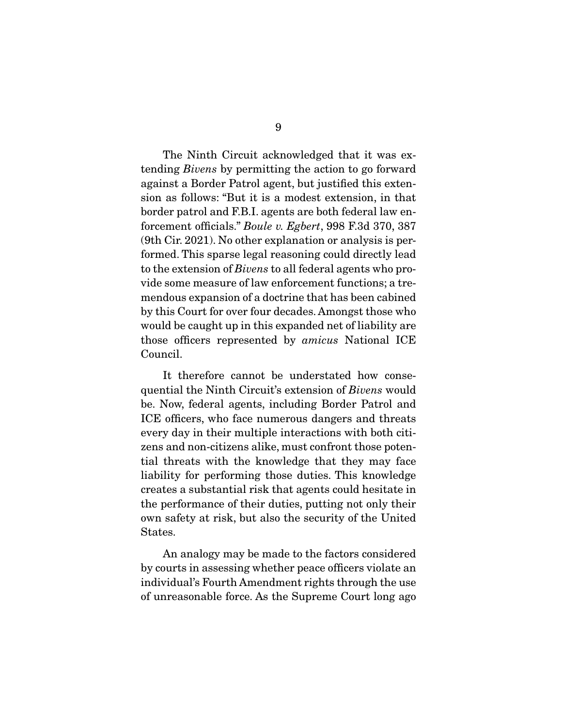The Ninth Circuit acknowledged that it was extending *Bivens* by permitting the action to go forward against a Border Patrol agent, but justified this extension as follows: "But it is a modest extension, in that border patrol and F.B.I. agents are both federal law enforcement officials." *Boule v. Egbert*, 998 F.3d 370, 387 (9th Cir. 2021). No other explanation or analysis is performed. This sparse legal reasoning could directly lead to the extension of *Bivens* to all federal agents who provide some measure of law enforcement functions; a tremendous expansion of a doctrine that has been cabined by this Court for over four decades. Amongst those who would be caught up in this expanded net of liability are those officers represented by *amicus* National ICE Council.

It therefore cannot be understated how consequential the Ninth Circuit's extension of *Bivens* would be. Now, federal agents, including Border Patrol and ICE officers, who face numerous dangers and threats every day in their multiple interactions with both citizens and non-citizens alike, must confront those potential threats with the knowledge that they may face liability for performing those duties. This knowledge creates a substantial risk that agents could hesitate in the performance of their duties, putting not only their own safety at risk, but also the security of the United States.

An analogy may be made to the factors considered by courts in assessing whether peace officers violate an individual's Fourth Amendment rights through the use of unreasonable force. As the Supreme Court long ago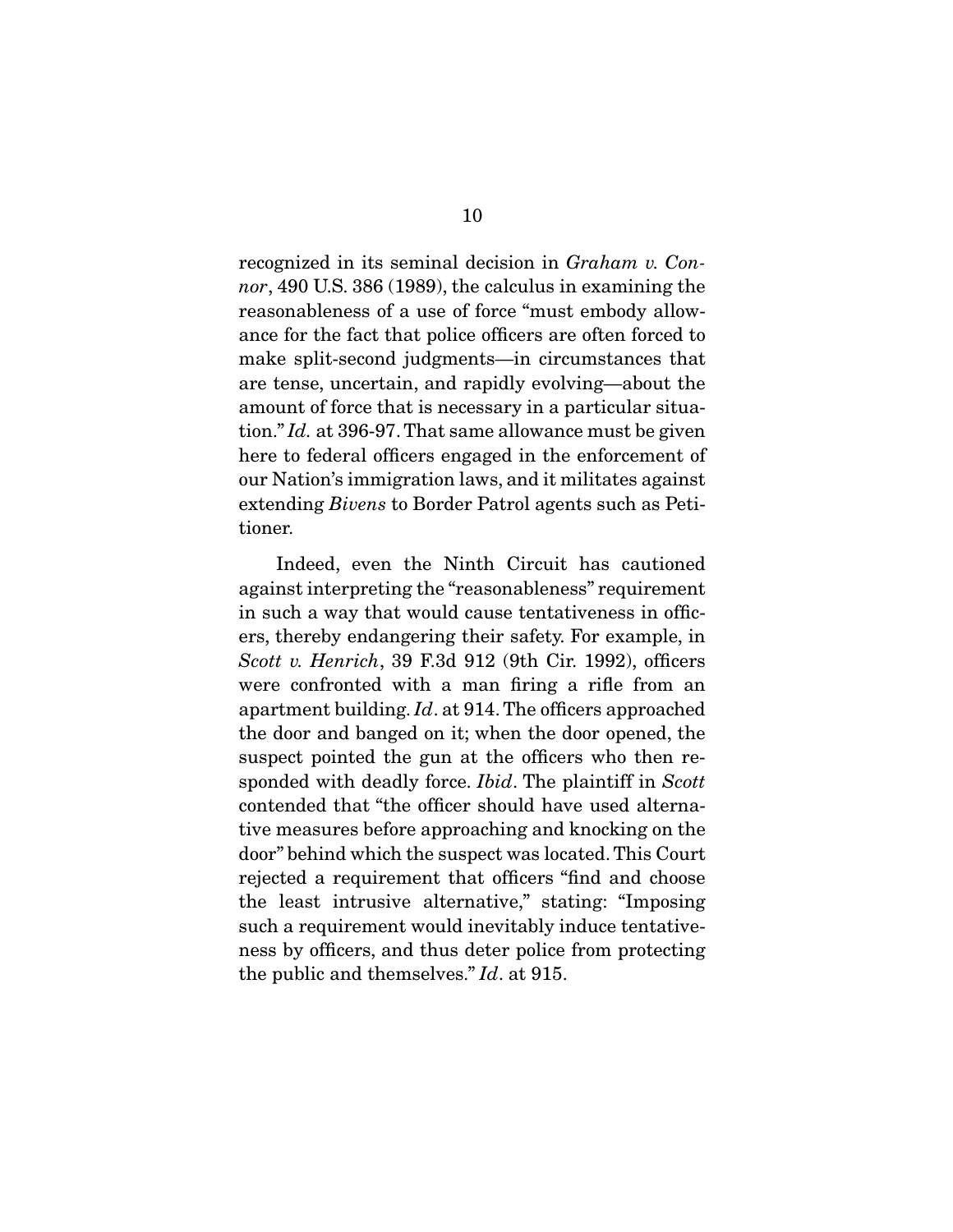recognized in its seminal decision in *Graham v. Connor*, 490 U.S. 386 (1989), the calculus in examining the reasonableness of a use of force "must embody allowance for the fact that police officers are often forced to make split-second judgments—in circumstances that are tense, uncertain, and rapidly evolving—about the amount of force that is necessary in a particular situation." *Id.* at 396-97. That same allowance must be given here to federal officers engaged in the enforcement of our Nation's immigration laws, and it militates against extending *Bivens* to Border Patrol agents such as Petitioner.

Indeed, even the Ninth Circuit has cautioned against interpreting the "reasonableness" requirement in such a way that would cause tentativeness in officers, thereby endangering their safety. For example, in *Scott v. Henrich*, 39 F.3d 912 (9th Cir. 1992), officers were confronted with a man firing a rifle from an apartment building. *Id*. at 914. The officers approached the door and banged on it; when the door opened, the suspect pointed the gun at the officers who then responded with deadly force. *Ibid*. The plaintiff in *Scott* contended that "the officer should have used alternative measures before approaching and knocking on the door" behind which the suspect was located. This Court rejected a requirement that officers "find and choose the least intrusive alternative," stating: "Imposing such a requirement would inevitably induce tentativeness by officers, and thus deter police from protecting the public and themselves." *Id*. at 915.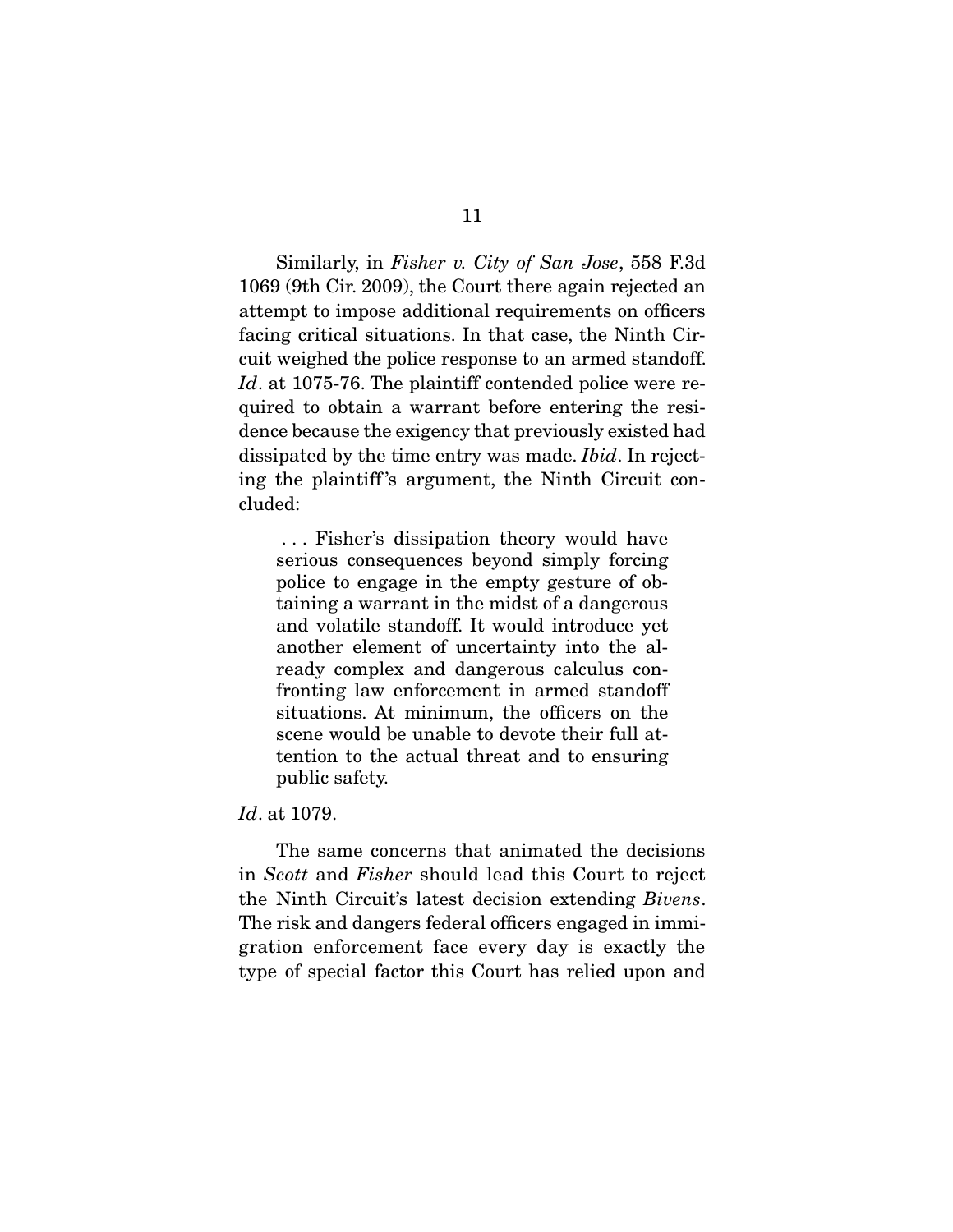Similarly, in *Fisher v. City of San Jose*, 558 F.3d 1069 (9th Cir. 2009), the Court there again rejected an attempt to impose additional requirements on officers facing critical situations. In that case, the Ninth Circuit weighed the police response to an armed standoff. *Id*. at 1075-76. The plaintiff contended police were required to obtain a warrant before entering the residence because the exigency that previously existed had dissipated by the time entry was made. *Ibid*. In rejecting the plaintiff's argument, the Ninth Circuit concluded:

> . . . Fisher's dissipation theory would have serious consequences beyond simply forcing police to engage in the empty gesture of obtaining a warrant in the midst of a dangerous and volatile standoff. It would introduce yet another element of uncertainty into the already complex and dangerous calculus confronting law enforcement in armed standoff situations. At minimum, the officers on the scene would be unable to devote their full attention to the actual threat and to ensuring public safety.

*Id*. at 1079.

The same concerns that animated the decisions in *Scott* and *Fisher* should lead this Court to reject the Ninth Circuit's latest decision extending *Bivens*. The risk and dangers federal officers engaged in immigration enforcement face every day is exactly the type of special factor this Court has relied upon and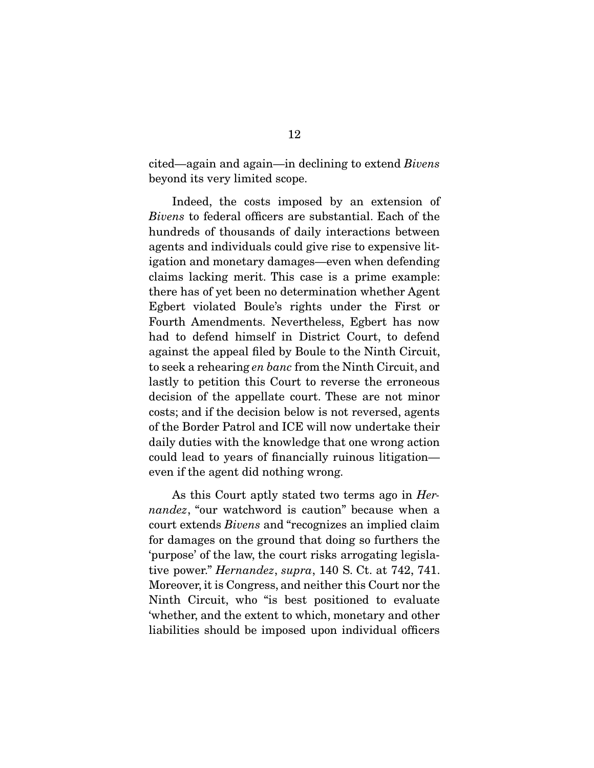cited—again and again—in declining to extend *Bivens* beyond its very limited scope.

Indeed, the costs imposed by an extension of *Bivens* to federal officers are substantial. Each of the hundreds of thousands of daily interactions between agents and individuals could give rise to expensive litigation and monetary damages—even when defending claims lacking merit. This case is a prime example: there has of yet been no determination whether Agent Egbert violated Boule's rights under the First or Fourth Amendments. Nevertheless, Egbert has now had to defend himself in District Court, to defend against the appeal filed by Boule to the Ninth Circuit, to seek a rehearing *en banc* from the Ninth Circuit, and lastly to petition this Court to reverse the erroneous decision of the appellate court. These are not minor costs; and if the decision below is not reversed, agents of the Border Patrol and ICE will now undertake their daily duties with the knowledge that one wrong action could lead to years of financially ruinous litigation—even if the agent did nothing wrong.

As this Court aptly stated two terms ago in *Hernandez*, "our watchword is caution" because when a court extends *Bivens* and "recognizes an implied claim for damages on the ground that doing so furthers the 'purpose' of the law, the court risks arrogating legislative power." *Hernandez*, *supra*, 140 S. Ct. at 742, 741. Moreover, it is Congress, and neither this Court nor the Ninth Circuit, who "is best positioned to evaluate 'whether, and the extent to which, monetary and other liabilities should be imposed upon individual officers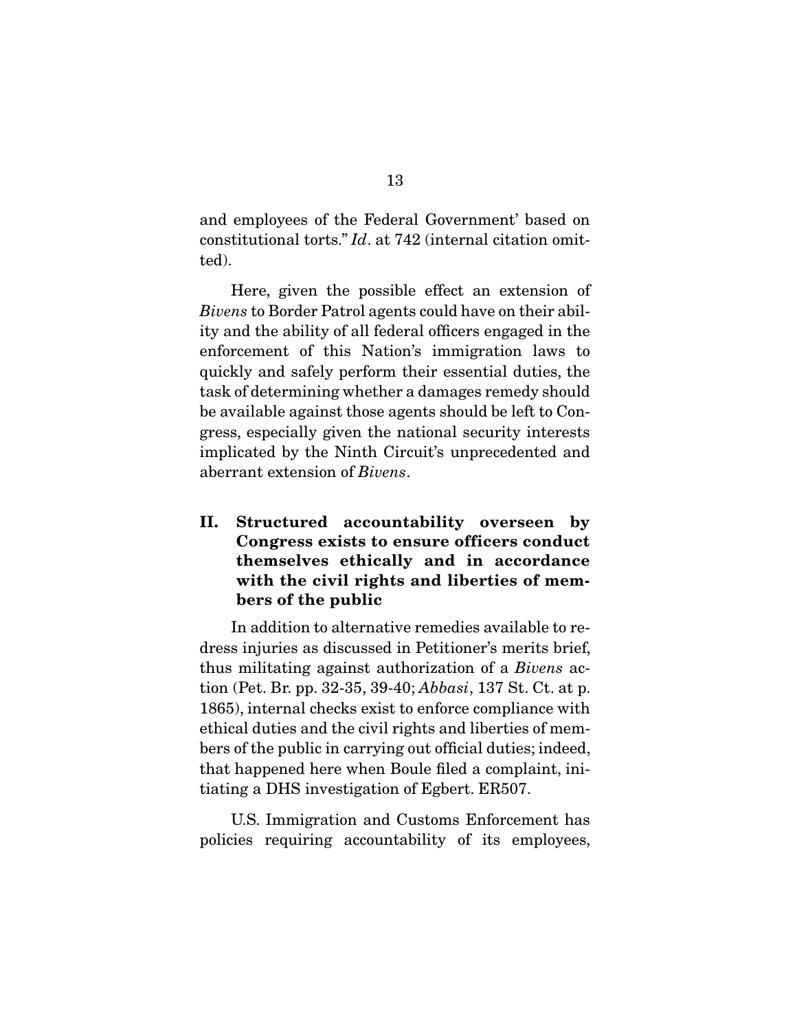and employees of the Federal Government' based on constitutional torts." *Id*. at 742 (internal citation omitted).

Here, given the possible effect an extension of *Bivens* to Border Patrol agents could have on their ability and the ability of all federal officers engaged in the enforcement of this Nation's immigration laws to quickly and safely perform their essential duties, the task of determining whether a damages remedy should be available against those agents should be left to Congress, especially given the national security interests implicated by the Ninth Circuit's unprecedented and aberrant extension of *Bivens*.

## II. Structured accountability overseen by Congress exists to ensure officers conduct themselves ethically and in accordance with the civil rights and liberties of members of the public

In addition to alternative remedies available to redress injuries as discussed in Petitioner's merits brief, thus militating against authorization of a *Bivens* action (Pet. Br. pp. 32-35, 39-40; *Abbasi*, 137 St. Ct. at p. 1865), internal checks exist to enforce compliance with ethical duties and the civil rights and liberties of members of the public in carrying out official duties; indeed, that happened here when Boule filed a complaint, initiating a DHS investigation of Egbert. ER507.

U.S. Immigration and Customs Enforcement has policies requiring accountability of its employees,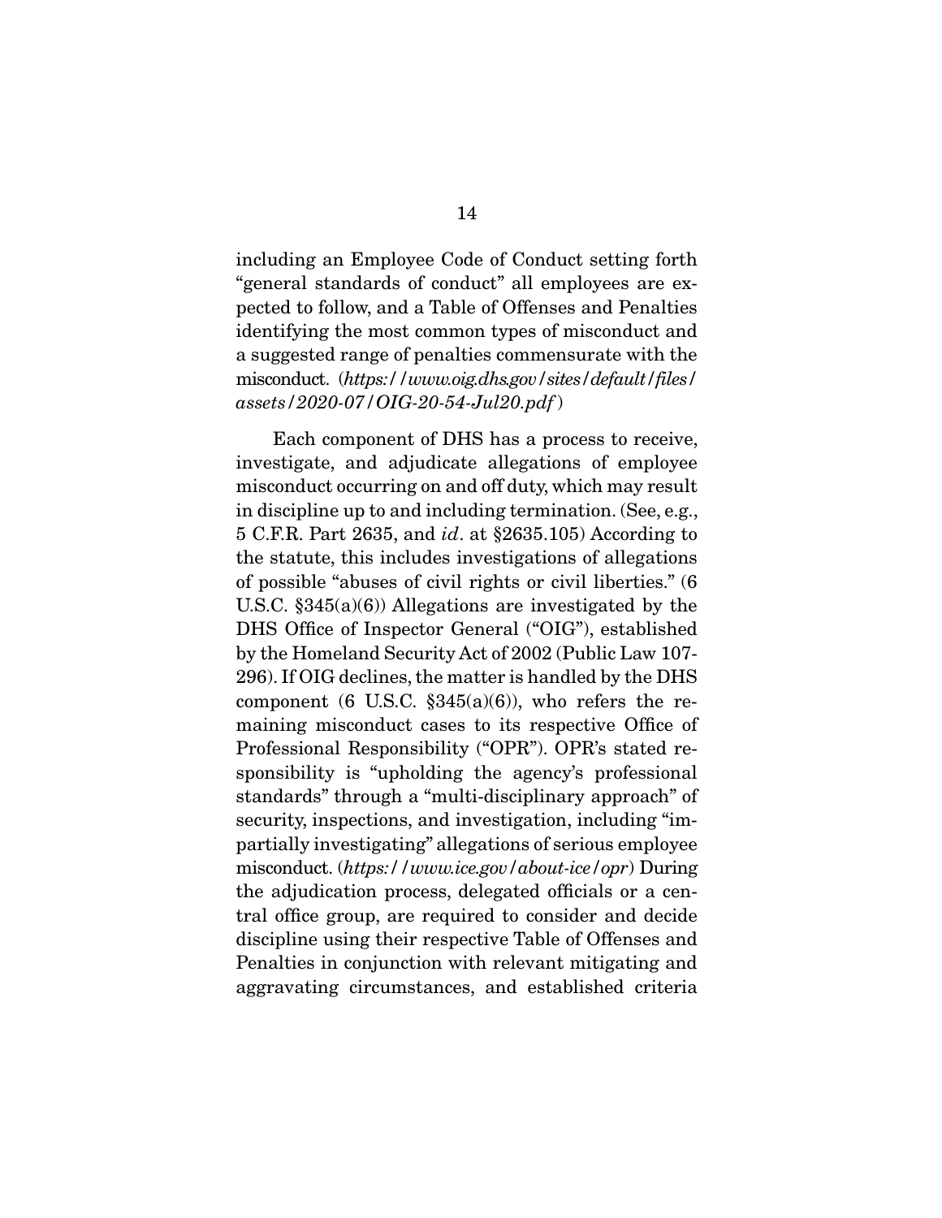including an Employee Code of Conduct setting forth "general standards of conduct" all employees are expected to follow, and a Table of Offenses and Penalties identifying the most common types of misconduct and a suggested range of penalties commensurate with the misconduct. (*https://www.oig.dhs.gov/sites/default/files/assets/2020-07/OIG-20-54-Jul20.pdf*)

Each component of DHS has a process to receive, investigate, and adjudicate allegations of employee misconduct occurring on and off duty, which may result in discipline up to and including termination. (See, e.g., 5 C.F.R. Part 2635, and *id*. at §2635.105) According to the statute, this includes investigations of allegations of possible "abuses of civil rights or civil liberties." (6 U.S.C. §345(a)(6)) Allegations are investigated by the DHS Office of Inspector General ("OIG"), established by the Homeland Security Act of 2002 (Public Law 107-296). If OIG declines, the matter is handled by the DHS component (6 U.S.C. §345(a)(6)), who refers the remaining misconduct cases to its respective Office of Professional Responsibility ("OPR"). OPR's stated responsibility is "upholding the agency's professional standards" through a "multi-disciplinary approach" of security, inspections, and investigation, including "impartially investigating" allegations of serious employee misconduct. (*https://www.ice.gov/about-ice/opr*) During the adjudication process, delegated officials or a central office group, are required to consider and decide discipline using their respective Table of Offenses and Penalties in conjunction with relevant mitigating and aggravating circumstances, and established criteria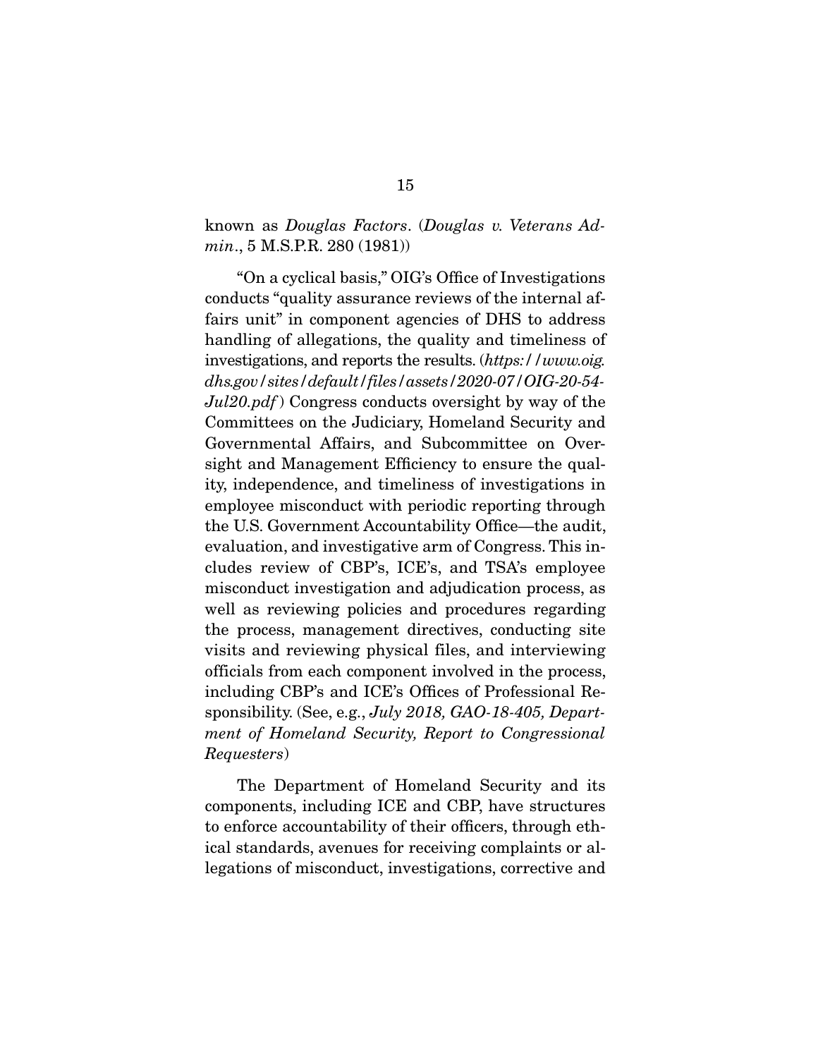known as *Douglas Factors*. (*Douglas v. Veterans Admin*., 5 M.S.P.R. 280 (1981))

"On a cyclical basis," OIG's Office of Investigations conducts "quality assurance reviews of the internal affairs unit" in component agencies of DHS to address handling of allegations, the quality and timeliness of investigations, and reports the results. (*https://www.oig.dhs.gov/sites/default/files/assets/2020-07/OIG-20-54-Jul20.pdf*) Congress conducts oversight by way of the Committees on the Judiciary, Homeland Security and Governmental Affairs, and Subcommittee on Oversight and Management Efficiency to ensure the quality, independence, and timeliness of investigations in employee misconduct with periodic reporting through the U.S. Government Accountability Office—the audit, evaluation, and investigative arm of Congress. This includes review of CBP's, ICE's, and TSA's employee misconduct investigation and adjudication process, as well as reviewing policies and procedures regarding the process, management directives, conducting site visits and reviewing physical files, and interviewing officials from each component involved in the process, including CBP's and ICE's Offices of Professional Responsibility. (See, e.g., *July 2018, GAO-18-405, Department of Homeland Security, Report to Congressional Requesters*)

The Department of Homeland Security and its components, including ICE and CBP, have structures to enforce accountability of their officers, through ethical standards, avenues for receiving complaints or allegations of misconduct, investigations, corrective and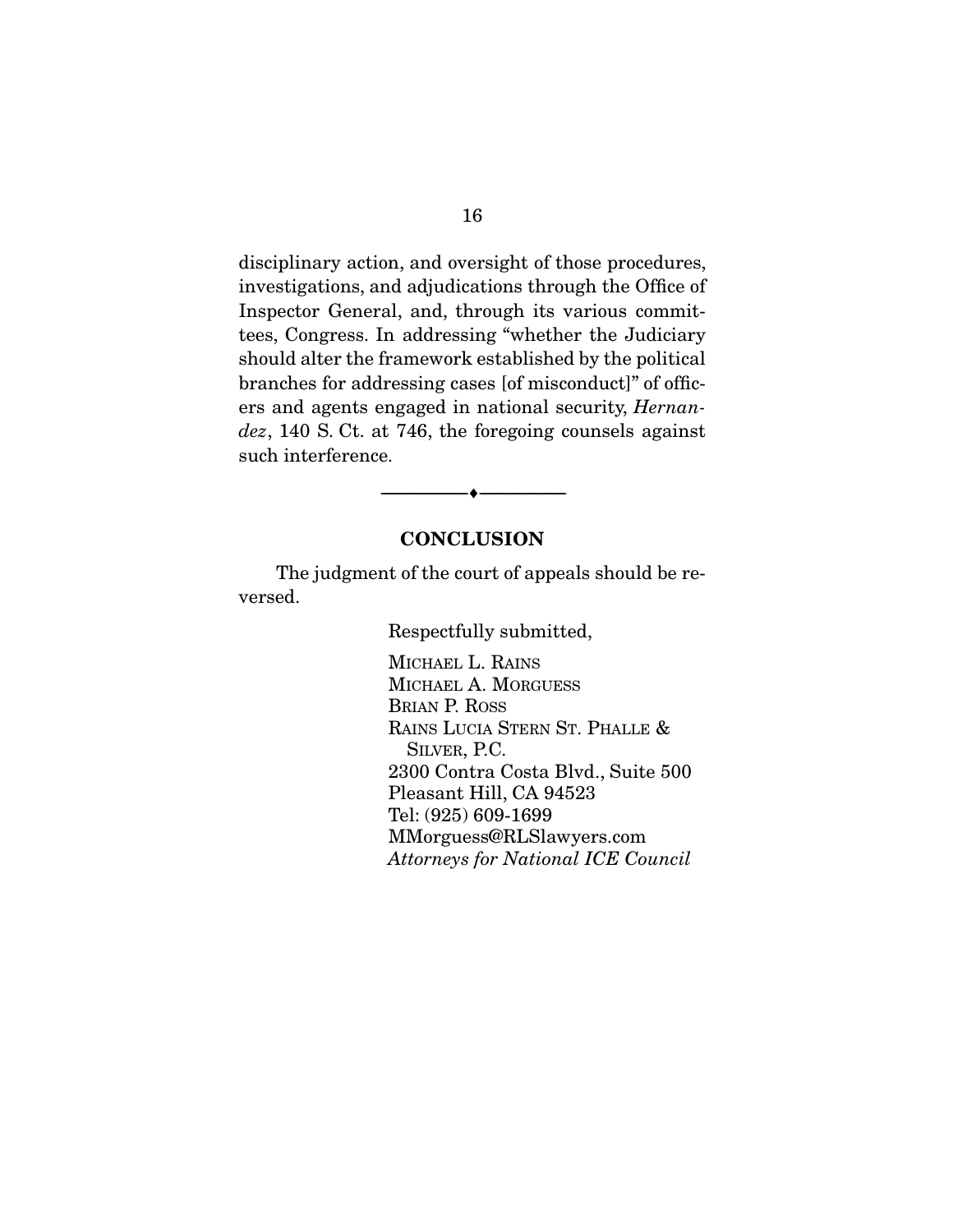disciplinary action, and oversight of those procedures, investigations, and adjudications through the Office of Inspector General, and, through its various committees, Congress. In addressing "whether the Judiciary should alter the framework established by the political branches for addressing cases [of misconduct]" of officers and agents engaged in national security, *Hernandez*, 140 S. Ct. at 746, the foregoing counsels against such interference.

---

## CONCLUSION

The judgment of the court of appeals should be reversed.

Respectfully submitted,

MICHAEL L. RAINS
MICHAEL A. MORGUESS
BRIAN P. ROSS
RAINS LUCIA STERN ST. PHALLE & SILVER, P.C.
2300 Contra Costa Blvd., Suite 500
Pleasant Hill, CA 94523
Tel: (925) 609-1699
MMorguess@RLSlawyers.com
*Attorneys for National ICE Council*